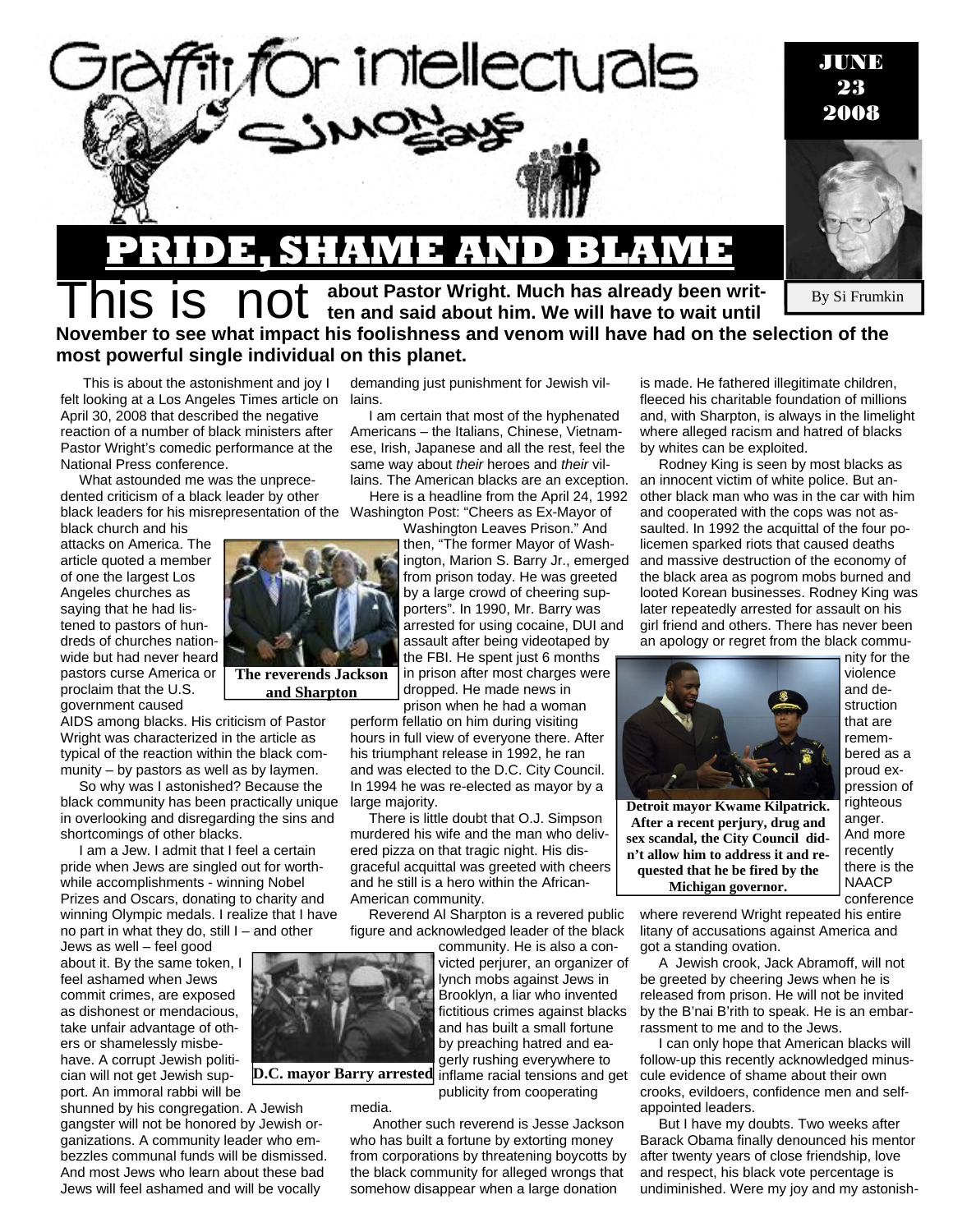# Graffiti for intellectuals

## Simon says

JUNE 23 2008

By Si Frumkin

# PRIDE, SHAME AND BLAME

**This is not about Pastor Wright. Much has already been written and said about him. We will have to wait until November to see what impact his foolishness and venom will have had on the selection of the most powerful single individual on this planet.**

This is about the astonishment and joy I felt looking at a Los Angeles Times article on April 30, 2008 that described the negative reaction of a number of black ministers after Pastor Wright's comedic performance at the National Press conference.

What astounded me was the unprecedented criticism of a black leader by other black leaders for his misrepresentation of the black church and his attacks on America. The article quoted a member of one of the largest Los Angeles churches as saying that he had listened to pastors of hundreds of churches nationwide but had never heard pastors curse America or proclaim that the U.S. government caused AIDS among blacks. His criticism of Pastor Wright was characterized in the article as typical of the reaction within the black community – by pastors as well as by laymen.

**The reverends Jackson and Sharpton**

So why was I astonished? Because the black community has been practically unique in overlooking and disregarding the sins and shortcomings of other blacks.

I am a Jew. I admit that I feel a certain pride when Jews are singled out for worthwhile accomplishments - winning Nobel Prizes and Oscars, donating to charity and winning Olympic medals. I realize that I have no part in what they do, still I – and other Jews as well – feel good about it. By the same token, I feel ashamed when Jews commit crimes, are exposed as dishonest or mendacious, take unfair advantage of others or shamelessly misbehave. A corrupt Jewish politician will not get Jewish support. An immoral rabbi will be shunned by his congregation. A Jewish gangster will not be honored by Jewish organizations. A community leader who embezzles communal funds will be dismissed. And most Jews who learn about these bad Jews will feel ashamed and will be vocally demanding just punishment for Jewish villains.

I am certain that most of the hyphenated Americans – the Italians, Chinese, Vietnamese, Irish, Japanese and all the rest, feel the same way about *their* heroes and *their* villains. The American blacks are an exception.

Here is a headline from the April 24, 1992 Washington Post: "Cheers as Ex-Mayor of Washington Leaves Prison." And then, "The former Mayor of Washington, Marion S. Barry Jr., emerged from prison today. He was greeted by a large crowd of cheering supporters". In 1990, Mr. Barry was arrested for using cocaine, DUI and assault after being videotaped by the FBI. He spent just 6 months in prison after most charges were dropped. He made news in prison when he had a woman perform fellatio on him during visiting hours in full view of everyone there. After his triumphant release in 1992, he ran and was elected to the D.C. City Council. In 1994 he was re-elected as mayor by a large majority.

There is little doubt that O.J. Simpson murdered his wife and the man who delivered pizza on that tragic night. His disgraceful acquittal was greeted with cheers and he still is a hero within the African-American community.

**D.C. mayor Barry arrested**

Reverend Al Sharpton is a revered public figure and acknowledged leader of the black community. He is also a convicted perjurer, an organizer of lynch mobs against Jews in Brooklyn, a liar who invented fictitious crimes against blacks and has built a small fortune by preaching hatred and eagerly rushing everywhere to inflame racial tensions and get publicity from cooperating media.

Another such reverend is Jesse Jackson who has built a fortune by extorting money from corporations by threatening boycotts by the black community for alleged wrongs that somehow disappear when a large donation is made. He fathered illegitimate children, fleeced his charitable foundation of millions and, with Sharpton, is always in the limelight where alleged racism and hatred of blacks by whites can be exploited.

Rodney King is seen by most blacks as an innocent victim of white police. But another black man who was in the car with him and cooperated with the cops was not assaulted. In 1992 the acquittal of the four policemen sparked riots that caused deaths and massive destruction of the economy of the black area as pogrom mobs burned and looted Korean businesses. Rodney King was later repeatedly arrested for assault on his girl friend and others. There has never been an apology or regret from the black community for the violence and destruction that are remembered as a proud expression of righteous anger. And more recently there is the NAACP conference where reverend Wright repeated his entire litany of accusations against America and got a standing ovation.

**Detroit mayor Kwame Kilpatrick. After a recent perjury, drug and sex scandal, the City Council didn't allow him to address it and requested that he be fired by the Michigan governor.**

A Jewish crook, Jack Abramoff, will not be greeted by cheering Jews when he is released from prison. He will not be invited by the B'nai B'rith to speak. He is an embarrassment to me and to the Jews.

I can only hope that American blacks will follow-up this recently acknowledged minuscule evidence of shame about their own crooks, evildoers, confidence men and self-appointed leaders.

But I have my doubts. Two weeks after Barack Obama finally denounced his mentor after twenty years of close friendship, love and respect, his black vote percentage is undiminished. Were my joy and my astonish-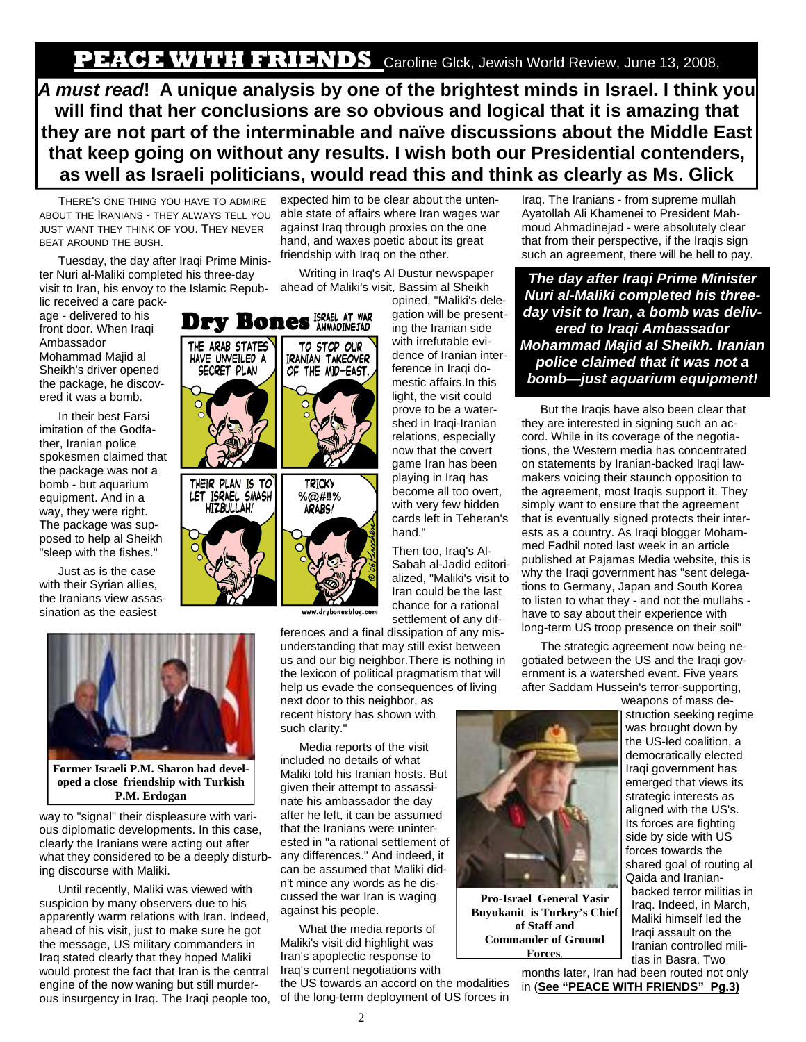# PEACE WITH FRIENDS

Caroline Glck, Jewish World Review, June 13, 2008,

***A must read*! A unique analysis by one of the brightest minds in Israel. I think you will find that her conclusions are so obvious and logical that it is amazing that they are not part of the interminable and naïve discussions about the Middle East that keep going on without any results. I wish both our Presidential contenders, as well as Israeli politicians, would read this and think as clearly as Ms. Glick**

THERE'S ONE THING YOU HAVE TO ADMIRE ABOUT THE IRANIANS - THEY ALWAYS TELL YOU JUST WANT THEY THINK OF YOU. THEY NEVER BEAT AROUND THE BUSH.

Tuesday, the day after Iraqi Prime Minister Nuri al-Maliki completed his three-day visit to Iran, his envoy to the Islamic Republic received a care package - delivered to his front door. When Iraqi Ambassador Mohammad Majid al Sheikh's driver opened the package, he discovered it was a bomb.

In their best Farsi imitation of the Godfather, Iranian police spokesmen claimed that the package was not a bomb - but aquarium equipment. And in a way, they were right. The package was supposed to help al Sheikh "sleep with the fishes."

Just as is the case with their Syrian allies, the Iranians view assassination as the easiest way to "signal" their displeasure with various diplomatic developments. In this case, clearly the Iranians were acting out after what they considered to be a deeply disturbing discourse with Maliki.

Former Israeli P.M. Sharon had developed a close friendship with Turkish P.M. Erdogan

Until recently, Maliki was viewed with suspicion by many observers due to his apparently warm relations with Iran. Indeed, ahead of his visit, just to make sure he got the message, US military commanders in Iraq stated clearly that they hoped Maliki would protest the fact that Iran is the central engine of the now waning but still murderous insurgency in Iraq. The Iraqi people too, expected him to be clear about the untenable state of affairs where Iran wages war against Iraq through proxies on the one hand, and waxes poetic about its great friendship with Iraq on the other.

Writing in Iraq's Al Dustur newspaper ahead of Maliki's visit, Bassim al Sheikh opined, "Maliki's delegation will be presenting the Iranian side with irrefutable evidence of Iranian interference in Iraqi domestic affairs.In this light, the visit could prove to be a watershed in Iraqi-Iranian relations, especially now that the covert game Iran has been playing in Iraq has become all too overt, with very few hidden cards left in Teheran's hand."

Then too, Iraq's Al-Sabah al-Jadid editorialized, "Maliki's visit to Iran could be the last chance for a rational settlement of any differences and a final dissipation of any misunderstanding that may still exist between us and our big neighbor.There is nothing in the lexicon of political pragmatism that will help us evade the consequences of living next door to this neighbor, as recent history has shown with such clarity."

Media reports of the visit included no details of what Maliki told his Iranian hosts. But given their attempt to assassinate his ambassador the day after he left, it can be assumed that the Iranians were uninterested in "a rational settlement of any differences." And indeed, it can be assumed that Maliki didn't mince any words as he discussed the war Iran is waging against his people.

What the media reports of Maliki's visit did highlight was Iran's apoplectic response to Iraq's current negotiations with the US towards an accord on the modalities of the long-term deployment of US forces in Iraq. The Iranians - from supreme mullah Ayatollah Ali Khamenei to President Mahmoud Ahmadinejad - were absolutely clear that from their perspective, if the Iraqis sign such an agreement, there will be hell to pay.

***The day after Iraqi Prime Minister Nuri al-Maliki completed his three-day visit to Iran, a bomb was delivered to Iraqi Ambassador Mohammad Majid al Sheikh. Iranian police claimed that it was not a bomb—just aquarium equipment!***

But the Iraqis have also been clear that they are interested in signing such an accord. While in its coverage of the negotiations, the Western media has concentrated on statements by Iranian-backed Iraqi lawmakers voicing their staunch opposition to the agreement, most Iraqis support it. They simply want to ensure that the agreement that is eventually signed protects their interests as a country. As Iraqi blogger Mohammed Fadhil noted last week in an article published at Pajamas Media website, this is why the Iraqi government has "sent delegations to Germany, Japan and South Korea to listen to what they - and not the mullahs - have to say about their experience with long-term US troop presence on their soil"

The strategic agreement now being negotiated between the US and the Iraqi government is a watershed event. Five years after Saddam Hussein's terror-supporting, weapons of mass destruction seeking regime was brought down by the US-led coalition, a democratically elected Iraqi government has emerged that views its strategic interests as aligned with the US's. Its forces are fighting side by side with US forces towards the shared goal of routing al Qaida and Iranian-backed terror militias in Iraq. Indeed, in March, Maliki himself led the Iraqi assault on the Iranian controlled militias in Basra. Two months later, Iran had been routed not only in (**See "PEACE WITH FRIENDS" Pg.3)**

**Pro-Israel General Yasir Buyukanit is Turkey's Chief of Staff and Commander of Ground Forces.**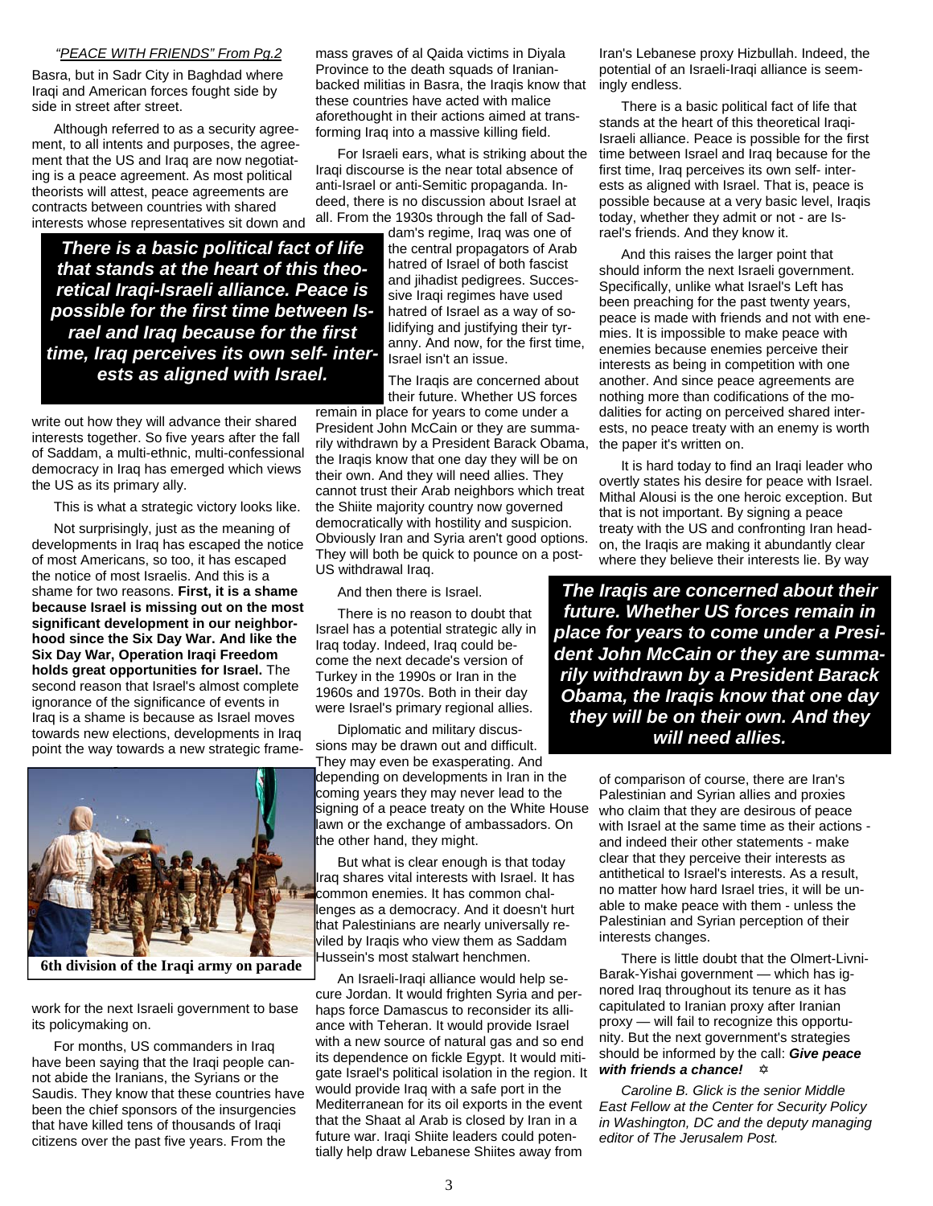*"PEACE WITH FRIENDS" From Pg.2*

Basra, but in Sadr City in Baghdad where Iraqi and American forces fought side by side in street after street.

Although referred to as a security agreement, to all intents and purposes, the agreement that the US and Iraq are now negotiating is a peace agreement. As most political theorists will attest, peace agreements are contracts between countries with shared interests whose representatives sit down and write out how they will advance their shared interests together. So five years after the fall of Saddam, a multi-ethnic, multi-confessional democracy in Iraq has emerged which views the US as its primary ally.

**_There is a basic political fact of life that stands at the heart of this theoretical Iraqi-Israeli alliance. Peace is possible for the first time between Israel and Iraq because for the first time, Iraq perceives its own self- interests as aligned with Israel._**

This is what a strategic victory looks like.

Not surprisingly, just as the meaning of developments in Iraq has escaped the notice of most Americans, so too, it has escaped the notice of most Israelis. And this is a shame for two reasons. **First, it is a shame because Israel is missing out on the most significant development in our neighborhood since the Six Day War. And like the Six Day War, Operation Iraqi Freedom holds great opportunities for Israel.** The second reason that Israel's almost complete ignorance of the significance of events in Iraq is a shame is because as Israel moves towards new elections, developments in Iraq point the way towards a new strategic framework for the next Israeli government to base its policymaking on.

**6th division of the Iraqi army on parade**

For months, US commanders in Iraq have been saying that the Iraqi people cannot abide the Iranians, the Syrians or the Saudis. They know that these countries have been the chief sponsors of the insurgencies that have killed tens of thousands of Iraqi citizens over the past five years. From the mass graves of al Qaida victims in Diyala Province to the death squads of Iranian-backed militias in Basra, the Iraqis know that these countries have acted with malice aforethought in their actions aimed at transforming Iraq into a massive killing field.

For Israeli ears, what is striking about the Iraqi discourse is the near total absence of anti-Israel or anti-Semitic propaganda. Indeed, there is no discussion about Israel at all. From the 1930s through the fall of Saddam's regime, Iraq was one of the central propagators of Arab hatred of Israel of both fascist and jihadist pedigrees. Successive Iraqi regimes have used hatred of Israel as a way of solidifying and justifying their tyranny. And now, for the first time, Israel isn't an issue.

The Iraqis are concerned about their future. Whether US forces remain in place for years to come under a President John McCain or they are summarily withdrawn by a President Barack Obama, the Iraqis know that one day they will be on their own. And they will need allies. They cannot trust their Arab neighbors which treat the Shiite majority country now governed democratically with hostility and suspicion. Obviously Iran and Syria aren't good options. They will both be quick to pounce on a post-US withdrawal Iraq.

And then there is Israel.

There is no reason to doubt that Israel has a potential strategic ally in Iraq today. Indeed, Iraq could become the next decade's version of Turkey in the 1990s or Iran in the 1960s and 1970s. Both in their day were Israel's primary regional allies.

Diplomatic and military discussions may be drawn out and difficult. They may even be exasperating. And depending on developments in Iran in the coming years they may never lead to the signing of a peace treaty on the White House lawn or the exchange of ambassadors. On the other hand, they might.

But what is clear enough is that today Iraq shares vital interests with Israel. It has common enemies. It has common challenges as a democracy. And it doesn't hurt that Palestinians are nearly universally reviled by Iraqis who view them as Saddam Hussein's most stalwart henchmen.

An Israeli-Iraqi alliance would help secure Jordan. It would frighten Syria and perhaps force Damascus to reconsider its alliance with Teheran. It would provide Israel with a new source of natural gas and so end its dependence on fickle Egypt. It would mitigate Israel's political isolation in the region. It would provide Iraq with a safe port in the Mediterranean for its oil exports in the event that the Shaat al Arab is closed by Iran in a future war. Iraqi Shiite leaders could potentially help draw Lebanese Shiites away from Iran's Lebanese proxy Hizbullah. Indeed, the potential of an Israeli-Iraqi alliance is seemingly endless.

There is a basic political fact of life that stands at the heart of this theoretical Iraqi-Israeli alliance. Peace is possible for the first time between Israel and Iraq because for the first time, Iraq perceives its own self- interests as aligned with Israel. That is, peace is possible because at a very basic level, Iraqis today, whether they admit or not - are Israel's friends. And they know it.

And this raises the larger point that should inform the next Israeli government. Specifically, unlike what Israel's Left has been preaching for the past twenty years, peace is made with friends and not with enemies. It is impossible to make peace with enemies because enemies perceive their interests as being in competition with one another. And since peace agreements are nothing more than codifications of the modalities for acting on perceived shared interests, no peace treaty with an enemy is worth the paper it's written on.

It is hard today to find an Iraqi leader who overtly states his desire for peace with Israel. Mithal Alousi is the one heroic exception. But that is not important. By signing a peace treaty with the US and confronting Iran head-on, the Iraqis are making it abundantly clear where they believe their interests lie. By way of comparison of course, there are Iran's Palestinian and Syrian allies and proxies who claim that they are desirous of peace with Israel at the same time as their actions - and indeed their other statements - make clear that they perceive their interests as antithetical to Israel's interests. As a result, no matter how hard Israel tries, it will be unable to make peace with them - unless the Palestinian and Syrian perception of their interests changes.

**_The Iraqis are concerned about their future. Whether US forces remain in place for years to come under a President John McCain or they are summarily withdrawn by a President Barack Obama, the Iraqis know that one day they will be on their own. And they will need allies._**

There is little doubt that the Olmert-Livni-Barak-Yishai government — which has ignored Iraq throughout its tenure as it has capitulated to Iranian proxy after Iranian proxy — will fail to recognize this opportunity. But the next government's strategies should be informed by the call: ***Give peace with friends a chance!*** ✡

*Caroline B. Glick is the senior Middle East Fellow at the Center for Security Policy in Washington, DC and the deputy managing editor of The Jerusalem Post.*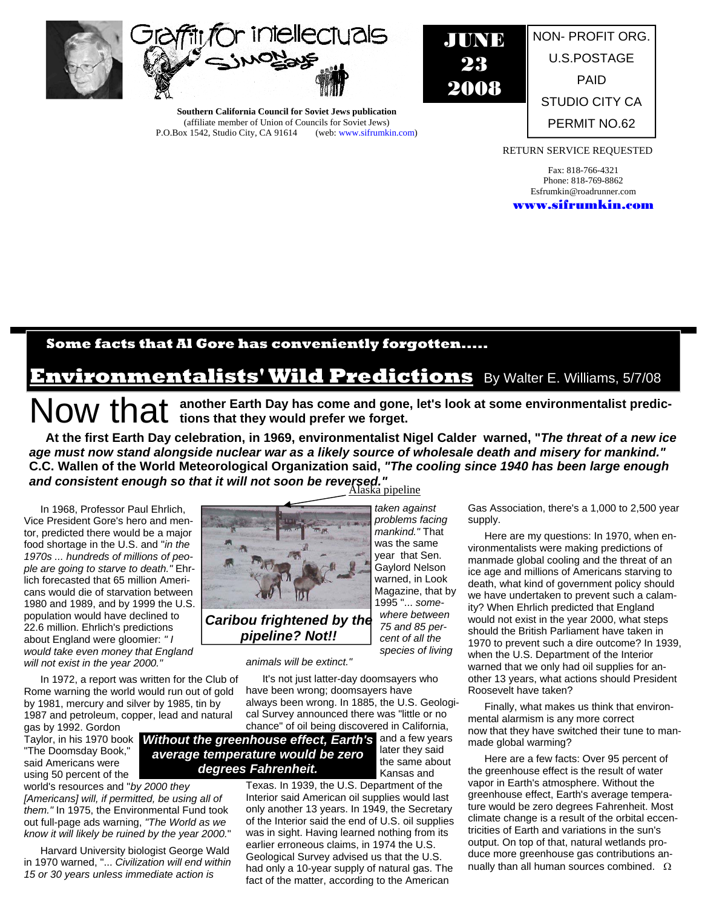Graffiti for intellectuals

Simon Says

**Southern California Council for Soviet Jews publication**
(affiliate member of Union of Councils for Soviet Jews)
P.O.Box 1542, Studio City, CA 91614 (web: www.sifrumkin.com)

**JUNE 23 2008**

NON- PROFIT ORG.
U.S.POSTAGE
PAID
STUDIO CITY CA
PERMIT NO.62

RETURN SERVICE REQUESTED

Fax: 818-766-4321
Phone: 818-769-8862
Esfrumkin@roadrunner.com
**www.sifrumkin.com**

**Some facts that Al Gore has conveniently forgotten.....**

# Environmentalists' Wild Predictions

By Walter E. Williams, 5/7/08

Now that **another Earth Day has come and gone, let's look at some environmentalist predictions that they would prefer we forget.**

**At the first Earth Day celebration, in 1969, environmentalist Nigel Calder warned, "*The threat of a new ice age must now stand alongside nuclear war as a likely source of wholesale death and misery for mankind."* C.C. Wallen of the World Meteorological Organization said, *"The cooling since 1940 has been large enough and consistent enough so that it will not soon be reversed."***

In 1968, Professor Paul Ehrlich, Vice President Gore's hero and mentor, predicted there would be a major food shortage in the U.S. and "*in the 1970s ... hundreds of millions of people are going to starve to death."* Ehrlich forecasted that 65 million Americans would die of starvation between 1980 and 1989, and by 1999 the U.S. population would have declined to 22.6 million. Ehrlich's predictions about England were gloomier: *" I would take even money that England will not exist in the year 2000."*

In 1972, a report was written for the Club of Rome warning the world would run out of gold by 1981, mercury and silver by 1985, tin by 1987 and petroleum, copper, lead and natural gas by 1992. Gordon Taylor, in his 1970 book "The Doomsday Book," said Americans were using 50 percent of the world's resources and "*by 2000 they [Americans] will, if permitted, be using all of them."* In 1975, the Environmental Fund took out full-page ads warning, *"The World as we know it will likely be ruined by the year 2000.*"

Harvard University biologist George Wald in 1970 warned, "... *Civilization will end within 15 or 30 years unless immediate action is taken against problems facing mankind."* That was the same year that Sen. Gaylord Nelson warned, in Look Magazine, that by 1995 "... *somewhere between 75 and 85 percent of all the species of living animals will be extinct."*

Alaska pipeline

***Caribou frightened by the pipeline? Not!!***

It's not just latter-day doomsayers who have been wrong; doomsayers have always been wrong. In 1885, the U.S. Geological Survey announced there was "little or no chance" of oil being discovered in California, and a few years later they said the same about Kansas and Texas. In 1939, the U.S. Department of the Interior said American oil supplies would last only another 13 years. In 1949, the Secretary of the Interior said the end of U.S. oil supplies was in sight. Having learned nothing from its earlier erroneous claims, in 1974 the U.S. Geological Survey advised us that the U.S. had only a 10-year supply of natural gas. The fact of the matter, according to the American Gas Association, there's a 1,000 to 2,500 year supply.

***Without the greenhouse effect, Earth's average temperature would be zero degrees Fahrenheit.***

Here are my questions: In 1970, when environmentalists were making predictions of manmade global cooling and the threat of an ice age and millions of Americans starving to death, what kind of government policy should we have undertaken to prevent such a calamity? When Ehrlich predicted that England would not exist in the year 2000, what steps should the British Parliament have taken in 1970 to prevent such a dire outcome? In 1939, when the U.S. Department of the Interior warned that we only had oil supplies for another 13 years, what actions should President Roosevelt have taken?

Finally, what makes us think that environmental alarmism is any more correct now that they have switched their tune to manmade global warming?

Here are a few facts: Over 95 percent of the greenhouse effect is the result of water vapor in Earth's atmosphere. Without the greenhouse effect, Earth's average temperature would be zero degrees Fahrenheit. Most climate change is a result of the orbital eccentricities of Earth and variations in the sun's output. On top of that, natural wetlands produce more greenhouse gas contributions annually than all human sources combined. Ω